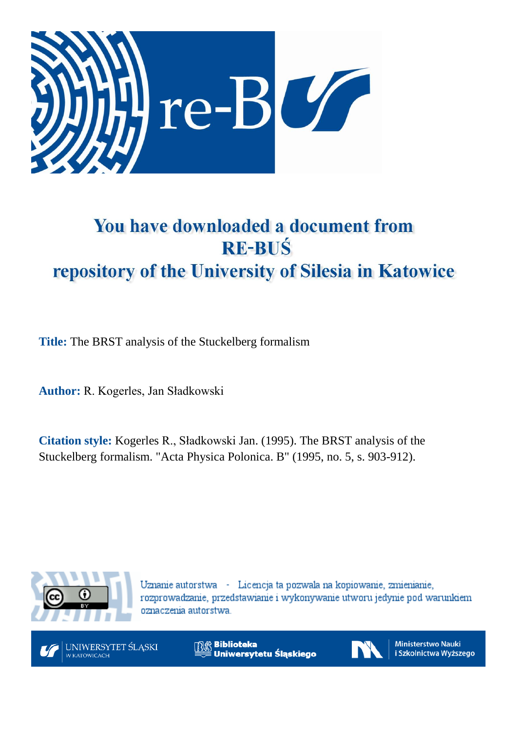# You have downloaded a document from RE-BUŚ repository of the University of Silesia in Katowice

**Title:** The BRST analysis of the Stuckelberg formalism

**Author:** R. Kogerles, Jan Sładkowski

**Citation style:** Kogerles R., Sładkowski Jan. (1995). The BRST analysis of the Stuckelberg formalism. "Acta Physica Polonica. B" (1995, no. 5, s. 903-912).

Uznanie autorstwa - Licencja ta pozwala na kopiowanie, zmienianie, rozprowadzanie, przedstawianie i wykonywanie utworu jedynie pod warunkiem oznaczenia autorstwa.

UNIWERSYTET ŚLĄSKI W KATOWICACH

Biblioteka Uniwersytetu Śląskiego

Ministerstwo Nauki i Szkolnictwa Wyższego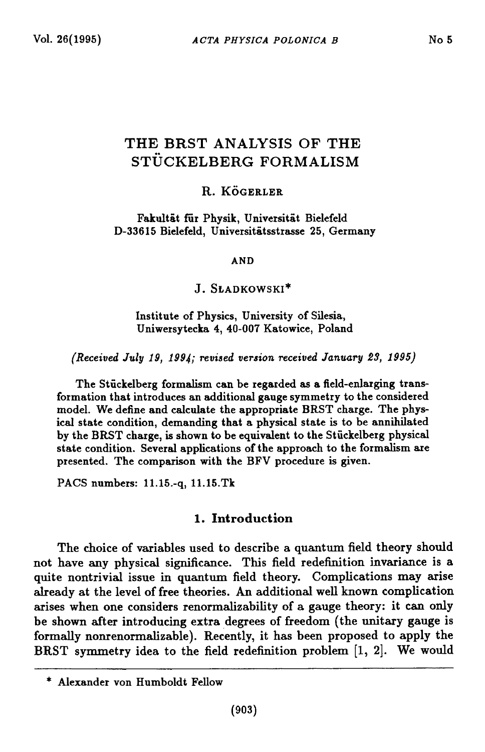# THE BRST ANALYSIS OF THE STÜCKELBERG FORMALISM

R. Kögerler

Fakultät für Physik, Universität Bielefeld
D-33615 Bielefeld, Universitätsstrasse 25, Germany

AND

J. Sładkowski*

Institute of Physics, University of Silesia,
Uniwersytecka 4, 40-007 Katowice, Poland

*(Received July 19, 1994; revised version received January 23, 1995)*

The Stückelberg formalism can be regarded as a field-enlarging transformation that introduces an additional gauge symmetry to the considered model. We define and calculate the appropriate BRST charge. The physical state condition, demanding that a physical state is to be annihilated by the BRST charge, is shown to be equivalent to the Stückelberg physical state condition. Several applications of the approach to the formalism are presented. The comparison with the BFV procedure is given.

PACS numbers: 11.15.-q, 11.15.Tk

## 1. Introduction

The choice of variables used to describe a quantum field theory should not have any physical significance. This field redefinition invariance is a quite nontrivial issue in quantum field theory. Complications may arise already at the level of free theories. An additional well known complication arises when one considers renormalizability of a gauge theory: it can only be shown after introducing extra degrees of freedom (the unitary gauge is formally nonrenormalizable). Recently, it has been proposed to apply the BRST symmetry idea to the field redefinition problem [1, 2]. We would

---

\* Alexander von Humboldt Fellow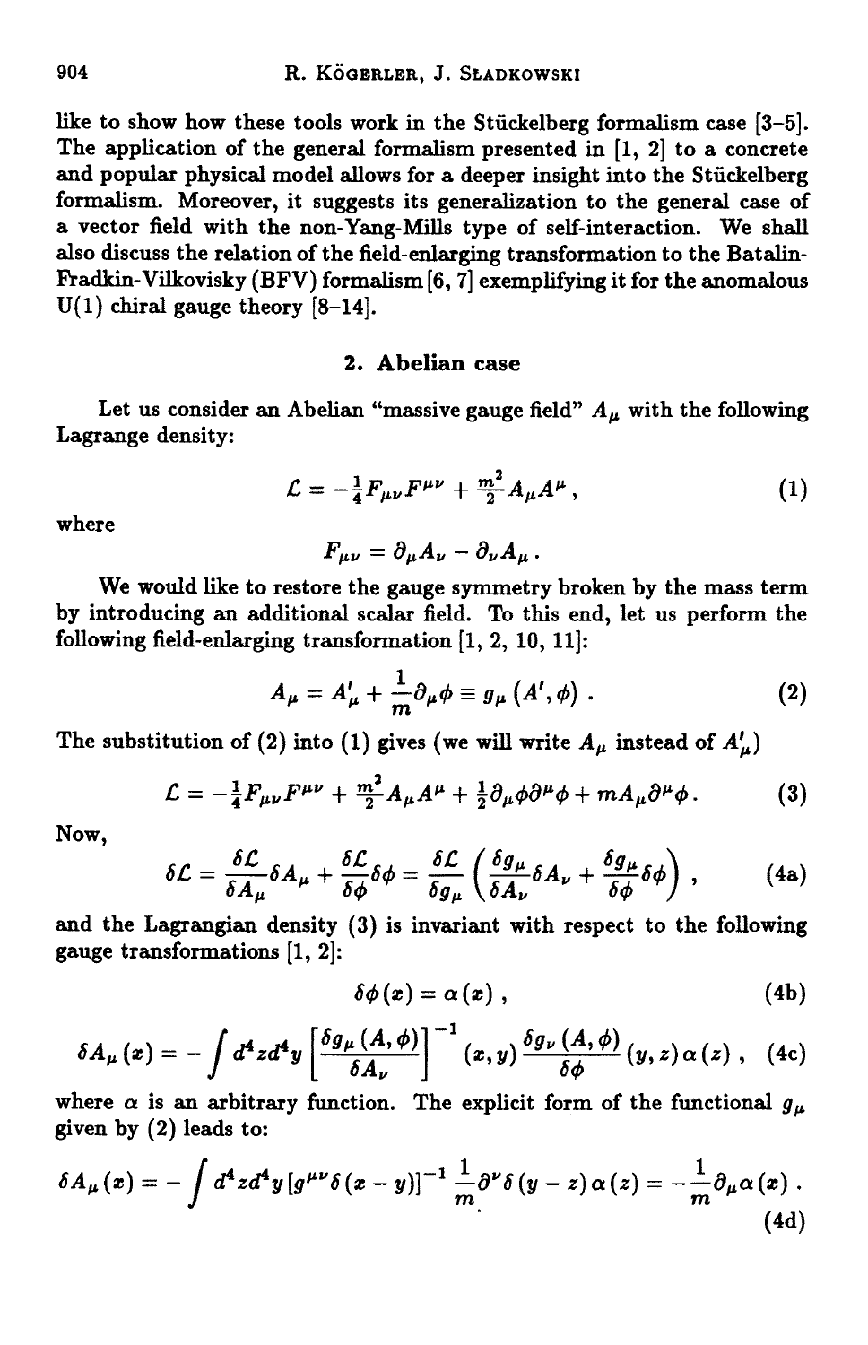like to show how these tools work in the Stückelberg formalism case [3-5]. The application of the general formalism presented in [1, 2] to a concrete and popular physical model allows for a deeper insight into the Stückelberg formalism. Moreover, it suggests its generalization to the general case of a vector field with the non-Yang-Mills type of self-interaction. We shall also discuss the relation of the field-enlarging transformation to the Batalin-Fradkin-Vilkovisky (BFV) formalism [6, 7] exemplifying it for the anomalous U(1) chiral gauge theory [8-14].

## 2. Abelian case

Let us consider an Abelian "massive gauge field" $A_\mu$ with the following Lagrange density:

$$\mathcal{L} = -\tfrac{1}{4}F_{\mu\nu}F^{\mu\nu} + \tfrac{m^2}{2}A_\mu A^\mu , \tag{1}$$

where

$$F_{\mu\nu} = \partial_\mu A_\nu - \partial_\nu A_\mu .$$

We would like to restore the gauge symmetry broken by the mass term by introducing an additional scalar field. To this end, let us perform the following field-enlarging transformation [1, 2, 10, 11]:

$$A_\mu = A'_\mu + \frac{1}{m}\partial_\mu \phi \equiv g_\mu\left(A', \phi\right) . \tag{2}$$

The substitution of (2) into (1) gives (we will write $A_\mu$ instead of $A'_\mu$)

$$\mathcal{L} = -\tfrac{1}{4}F_{\mu\nu}F^{\mu\nu} + \tfrac{m^2}{2}A_\mu A^\mu + \tfrac{1}{2}\partial_\mu\phi\partial^\mu\phi + mA_\mu\partial^\mu\phi . \tag{3}$$

Now,

$$\delta\mathcal{L} = \frac{\delta\mathcal{L}}{\delta A_\mu}\delta A_\mu + \frac{\delta\mathcal{L}}{\delta\phi}\delta\phi = \frac{\delta\mathcal{L}}{\delta g_\mu}\left(\frac{\delta g_\mu}{\delta A_\nu}\delta A_\nu + \frac{\delta g_\mu}{\delta\phi}\delta\phi\right) , \tag{4a}$$

and the Lagrangian density (3) is invariant with respect to the following gauge transformations [1, 2]:

$$\delta\phi(x) = \alpha(x) , \tag{4b}$$

$$\delta A_\mu(x) = -\int d^4z d^4y \left[\frac{\delta g_\mu(A,\phi)}{\delta A_\nu}\right]^{-1}(x,y)\,\frac{\delta g_\nu(A,\phi)}{\delta\phi}(y,z)\,\alpha(z) , \tag{4c}$$

where $\alpha$ is an arbitrary function. The explicit form of the functional $g_\mu$ given by (2) leads to:

$$\delta A_\mu(x) = -\int d^4z d^4y \left[g^{\mu\nu}\delta(x-y)\right]^{-1}\frac{1}{m}\partial^\nu\delta(y-z)\,\alpha(z) = -\frac{1}{m}\partial_\mu\alpha(x) . \tag{4d}$$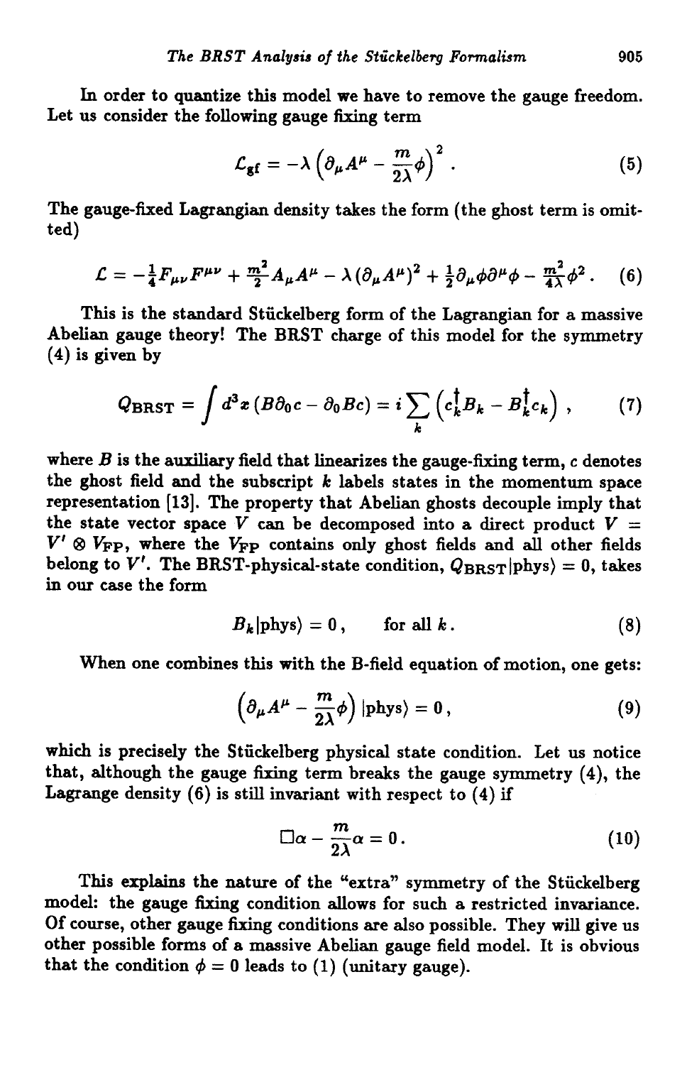In order to quantize this model we have to remove the gauge freedom. Let us consider the following gauge fixing term

$$\mathcal{L}_{\rm gf} = -\lambda\left(\partial_\mu A^\mu - \frac{m}{2\lambda}\phi\right)^2 . \tag{5}$$

The gauge-fixed Lagrangian density takes the form (the ghost term is omitted)

$$\mathcal{L} = -\tfrac{1}{4}F_{\mu\nu}F^{\mu\nu} + \tfrac{m^2}{2}A_\mu A^\mu - \lambda\left(\partial_\mu A^\mu\right)^2 + \tfrac{1}{2}\partial_\mu\phi\partial^\mu\phi - \tfrac{m^2}{4\lambda}\phi^2 . \tag{6}$$

This is the standard Stückelberg form of the Lagrangian for a massive Abelian gauge theory! The BRST charge of this model for the symmetry (4) is given by

$$Q_{\rm BRST} = \int d^3x\,(B\partial_0 c - \partial_0 B c) = i\sum_k\left(c_k^\dagger B_k - B_k^\dagger c_k\right), \tag{7}$$

where $B$ is the auxiliary field that linearizes the gauge-fixing term, $c$ denotes the ghost field and the subscript $k$ labels states in the momentum space representation [13]. The property that Abelian ghosts decouple imply that the state vector space $V$ can be decomposed into a direct product $V = V' \otimes V_{\rm FP}$, where the $V_{\rm FP}$ contains only ghost fields and all other fields belong to $V'$. The BRST-physical-state condition, $Q_{\rm BRST}|{\rm phys}\rangle = 0$, takes in our case the form

$$B_k|{\rm phys}\rangle = 0\,, \qquad \text{for all } k. \tag{8}$$

When one combines this with the B-field equation of motion, one gets:

$$\left(\partial_\mu A^\mu - \frac{m}{2\lambda}\phi\right)|{\rm phys}\rangle = 0\,, \tag{9}$$

which is precisely the Stückelberg physical state condition. Let us notice that, although the gauge fixing term breaks the gauge symmetry (4), the Lagrange density (6) is still invariant with respect to (4) if

$$\Box\alpha - \frac{m}{2\lambda}\alpha = 0\,. \tag{10}$$

This explains the nature of the "extra" symmetry of the Stückelberg model: the gauge fixing condition allows for such a restricted invariance. Of course, other gauge fixing conditions are also possible. They will give us other possible forms of a massive Abelian gauge field model. It is obvious that the condition $\phi = 0$ leads to (1) (unitary gauge).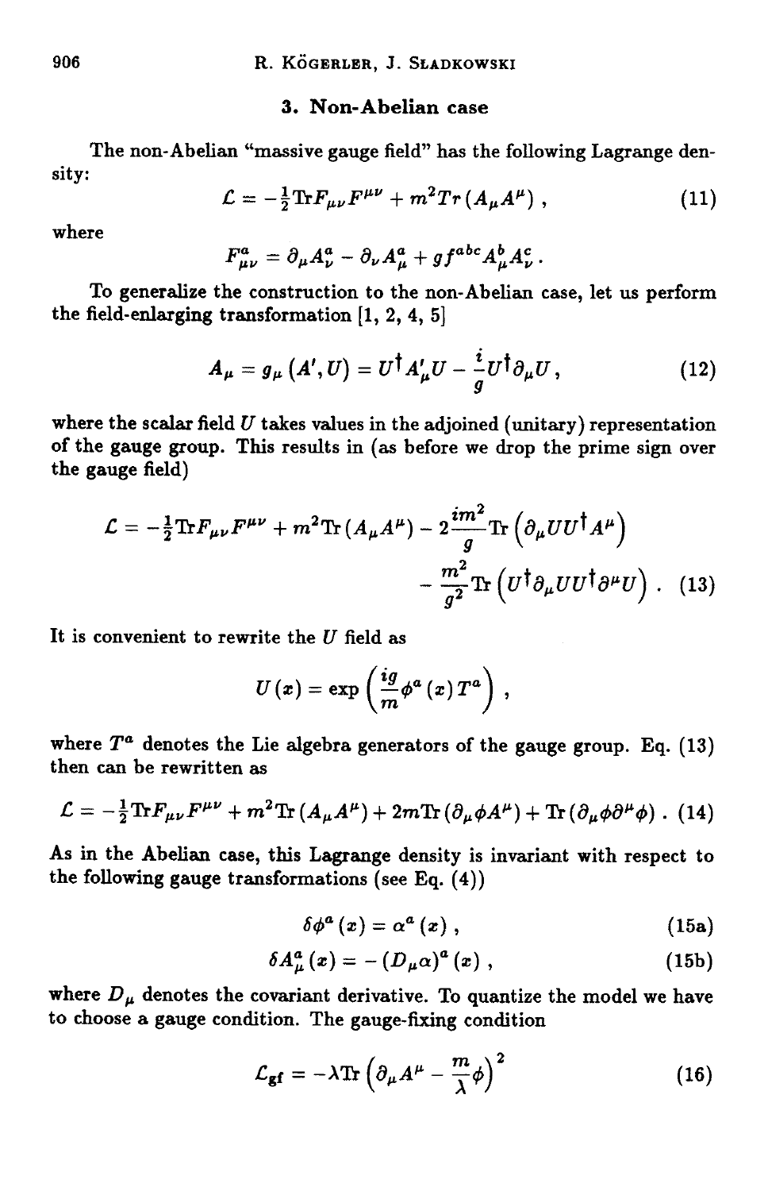### 3. Non-Abelian case

The non-Abelian "massive gauge field" has the following Lagrange density:

$$\mathcal{L} = -\tfrac{1}{2}\mathrm{Tr}F_{\mu\nu}F^{\mu\nu} + m^2 Tr\left(A_\mu A^\mu\right), \tag{11}$$

where

$$F^a_{\mu\nu} = \partial_\mu A^a_\nu - \partial_\nu A^a_\mu + g f^{abc} A^b_\mu A^c_\nu .$$

To generalize the construction to the non-Abelian case, let us perform the field-enlarging transformation [1, 2, 4, 5]

$$A_\mu = g_\mu\left(A', U\right) = U^\dagger A'_\mu U - \frac{i}{g} U^\dagger \partial_\mu U, \tag{12}$$

where the scalar field $U$ takes values in the adjoined (unitary) representation of the gauge group. This results in (as before we drop the prime sign over the gauge field)

$$\mathcal{L} = -\tfrac{1}{2}\mathrm{Tr}F_{\mu\nu}F^{\mu\nu} + m^2\mathrm{Tr}\left(A_\mu A^\mu\right) - 2\frac{im^2}{g}\mathrm{Tr}\left(\partial_\mu U U^\dagger A^\mu\right) - \frac{m^2}{g^2}\mathrm{Tr}\left(U^\dagger \partial_\mu U U^\dagger \partial^\mu U\right). \tag{13}$$

It is convenient to rewrite the $U$ field as

$$U(x) = \exp\left(\frac{ig}{m}\phi^a(x) T^a\right),$$

where $T^a$ denotes the Lie algebra generators of the gauge group. Eq. (13) then can be rewritten as

$$\mathcal{L} = -\tfrac{1}{2}\mathrm{Tr}F_{\mu\nu}F^{\mu\nu} + m^2\mathrm{Tr}\left(A_\mu A^\mu\right) + 2m\mathrm{Tr}\left(\partial_\mu \phi A^\mu\right) + \mathrm{Tr}\left(\partial_\mu \phi \partial^\mu \phi\right). \tag{14}$$

As in the Abelian case, this Lagrange density is invariant with respect to the following gauge transformations (see Eq. (4))

$$\delta\phi^a(x) = \alpha^a(x), \tag{15a}$$

$$\delta A^a_\mu(x) = -\left(D_\mu \alpha\right)^a(x), \tag{15b}$$

where $D_\mu$ denotes the covariant derivative. To quantize the model we have to choose a gauge condition. The gauge-fixing condition

$$\mathcal{L}_{\mathrm{gf}} = -\lambda \mathrm{Tr}\left(\partial_\mu A^\mu - \frac{m}{\lambda}\phi\right)^2 \tag{16}$$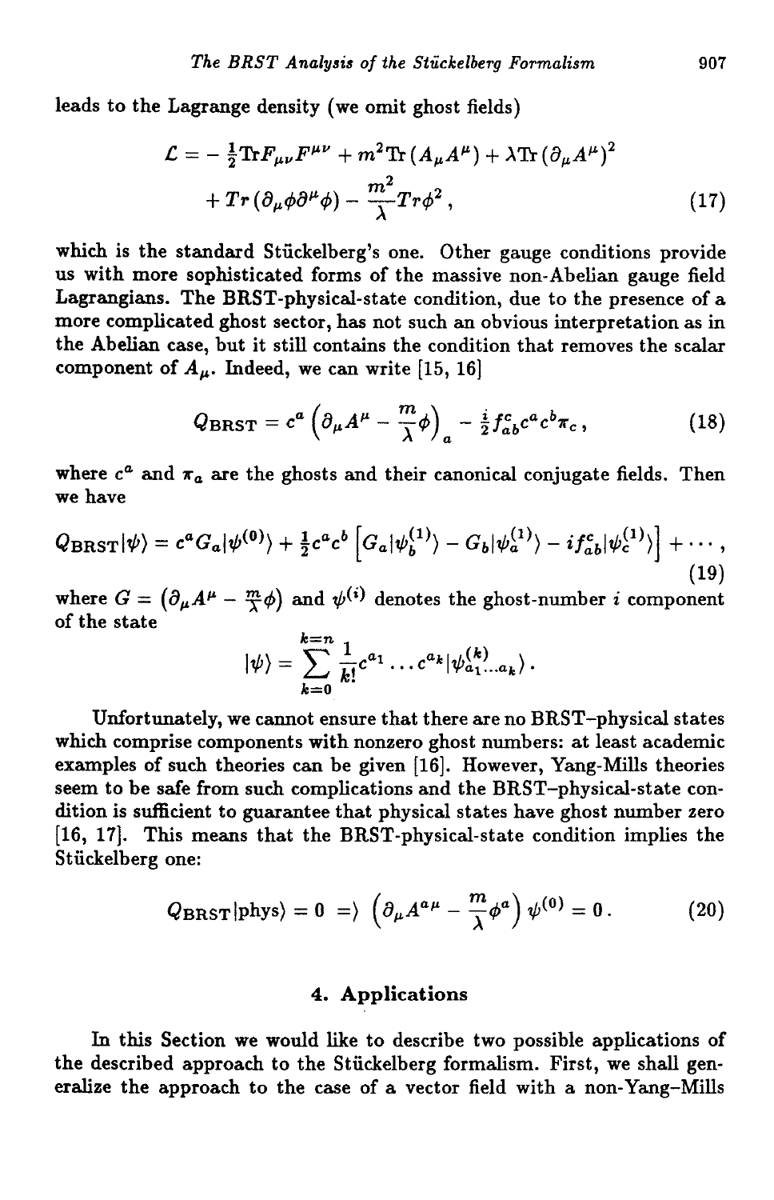leads to the Lagrange density (we omit ghost fields)

$$
\begin{aligned}
\mathcal{L} = & - \tfrac{1}{2}\mathrm{Tr} F_{\mu\nu}F^{\mu\nu} + m^2 \mathrm{Tr}\,(A_\mu A^\mu) + \lambda \mathrm{Tr}\,(\partial_\mu A^\mu)^2 \\
& + Tr\,(\partial_\mu \phi \partial^\mu \phi) - \frac{m^2}{\lambda} Tr \phi^2 \,,
\end{aligned}
\tag{17}
$$

which is the standard Stückelberg's one. Other gauge conditions provide us with more sophisticated forms of the massive non-Abelian gauge field Lagrangians. The BRST-physical-state condition, due to the presence of a more complicated ghost sector, has not such an obvious interpretation as in the Abelian case, but it still contains the condition that removes the scalar component of $A_\mu$. Indeed, we can write [15, 16]

$$
Q_{\mathrm{BRST}} = c^a \left(\partial_\mu A^\mu - \frac{m}{\lambda}\phi\right)_a - \tfrac{i}{2} f^c_{ab} c^a c^b \pi_c \,,
\tag{18}
$$

where $c^a$ and $\pi_a$ are the ghosts and their canonical conjugate fields. Then we have

$$
Q_{\mathrm{BRST}}|\psi\rangle = c^a G_a |\psi^{(0)}\rangle + \tfrac{1}{2} c^a c^b \left[ G_a |\psi^{(1)}_b\rangle - G_b |\psi^{(1)}_a\rangle - i f^c_{ab} |\psi^{(1)}_c\rangle \right] + \cdots \,,
\tag{19}
$$

where $G = \left(\partial_\mu A^\mu - \frac{m}{\lambda}\phi\right)$ and $\psi^{(i)}$ denotes the ghost-number $i$ component of the state

$$
|\psi\rangle = \sum_{k=0}^{k=n} \frac{1}{k!} c^{a_1} \ldots c^{a_k} |\psi^{(k)}_{a_1 \ldots a_k}\rangle \,.
$$

Unfortunately, we cannot ensure that there are no BRST–physical states which comprise components with nonzero ghost numbers: at least academic examples of such theories can be given [16]. However, Yang-Mills theories seem to be safe from such complications and the BRST–physical-state condition is sufficient to guarantee that physical states have ghost number zero [16, 17]. This means that the BRST-physical-state condition implies the Stückelberg one:

$$
Q_{\mathrm{BRST}}|\mathrm{phys}\rangle = 0 \;\Rightarrow\; \left(\partial_\mu A^{a\mu} - \frac{m}{\lambda}\phi^a\right)\psi^{(0)} = 0 \,.
\tag{20}
$$

## 4. Applications

In this Section we would like to describe two possible applications of the described approach to the Stückelberg formalism. First, we shall generalize the approach to the case of a vector field with a non-Yang–Mills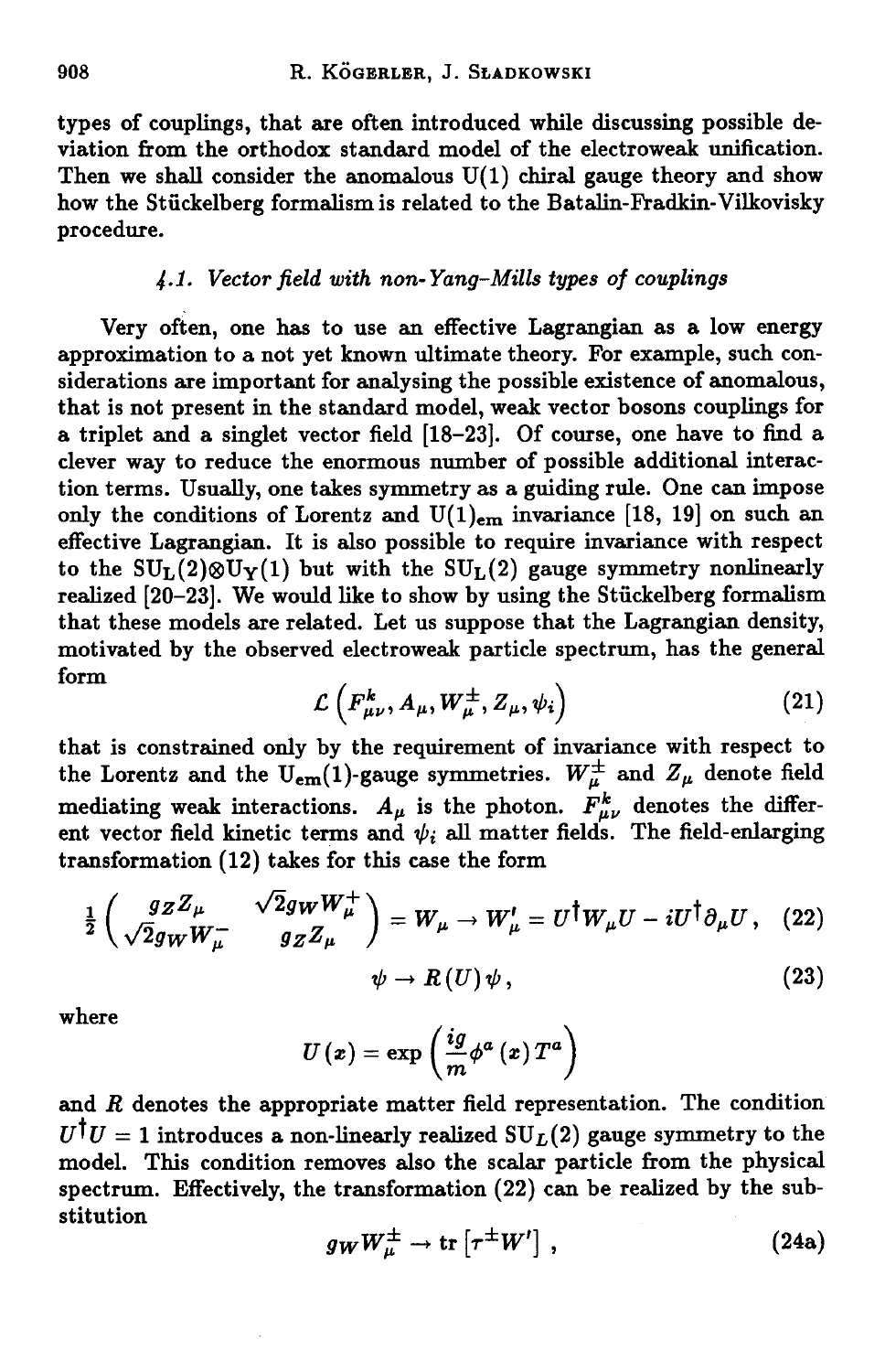types of couplings, that are often introduced while discussing possible deviation from the orthodox standard model of the electroweak unification. Then we shall consider the anomalous U(1) chiral gauge theory and show how the Stückelberg formalism is related to the Batalin-Fradkin-Vilkovisky procedure.

### *4.1. Vector field with non-Yang-Mills types of couplings*

Very often, one has to use an effective Lagrangian as a low energy approximation to a not yet known ultimate theory. For example, such considerations are important for analysing the possible existence of anomalous, that is not present in the standard model, weak vector bosons couplings for a triplet and a singlet vector field [18–23]. Of course, one have to find a clever way to reduce the enormous number of possible additional interaction terms. Usually, one takes symmetry as a guiding rule. One can impose only the conditions of Lorentz and $U(1)_{\rm em}$ invariance [18, 19] on such an effective Lagrangian. It is also possible to require invariance with respect to the $SU_L(2)\otimes U_Y(1)$ but with the $SU_L(2)$ gauge symmetry nonlinearly realized [20–23]. We would like to show by using the Stückelberg formalism that these models are related. Let us suppose that the Lagrangian density, motivated by the observed electroweak particle spectrum, has the general form

$$\mathcal{L}\left(F^k_{\mu\nu}, A_\mu, W^\pm_\mu, Z_\mu, \psi_i\right) \tag{21}$$

that is constrained only by the requirement of invariance with respect to the Lorentz and the $U_{\rm em}(1)$-gauge symmetries. $W^\pm_\mu$ and $Z_\mu$ denote field mediating weak interactions. $A_\mu$ is the photon. $F^k_{\mu\nu}$ denotes the different vector field kinetic terms and $\psi_i$ all matter fields. The field-enlarging transformation (12) takes for this case the form

$$\frac{1}{2}\begin{pmatrix} g_Z Z_\mu & \sqrt{2} g_W W^+_\mu \\ \sqrt{2} g_W W^-_\mu & g_Z Z_\mu \end{pmatrix} = W_\mu \to W'_\mu = U^\dagger W_\mu U - iU^\dagger \partial_\mu U\,, \tag{22}$$

$$\psi \to R(U)\,\psi\,, \tag{23}$$

where

$$U(x) = \exp\left(\frac{ig}{m}\phi^a(x)\,T^a\right)$$

and $R$ denotes the appropriate matter field representation. The condition $U^\dagger U = 1$ introduces a non-linearly realized $SU_L(2)$ gauge symmetry to the model. This condition removes also the scalar particle from the physical spectrum. Effectively, the transformation (22) can be realized by the substitution

$$g_W W^\pm_\mu \to \mathrm{tr}\left[\tau^\pm W'\right]\,, \tag{24a}$$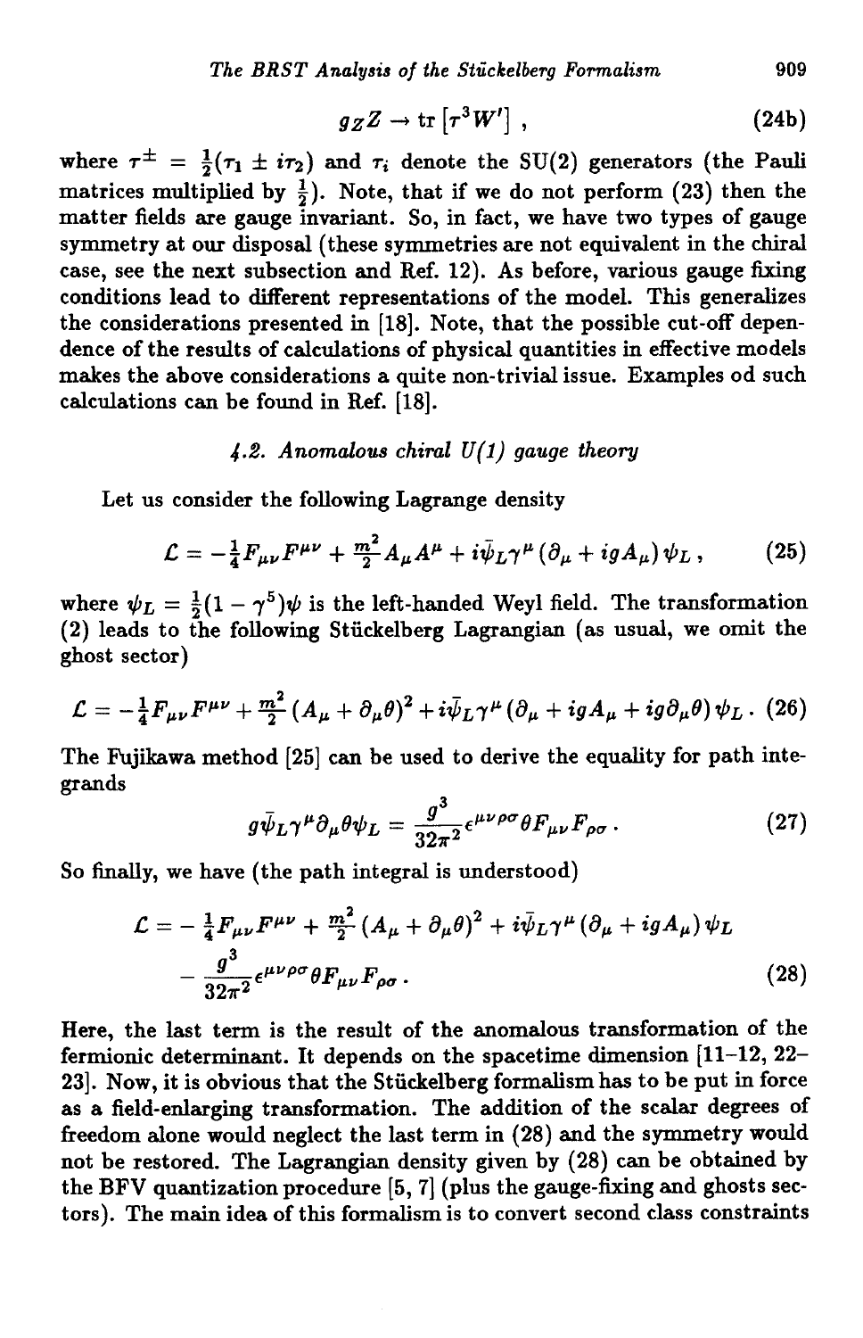$$g_Z Z \to \mathrm{tr}\left[\tau^3 W'\right] , \tag{24b}$$

where $\tau^{\pm} = \frac{1}{2}(\tau_1 \pm i\tau_2)$ and $\tau_i$ denote the SU(2) generators (the Pauli matrices multiplied by $\frac{1}{2}$). Note, that if we do not perform (23) then the matter fields are gauge invariant. So, in fact, we have two types of gauge symmetry at our disposal (these symmetries are not equivalent in the chiral case, see the next subsection and Ref. 12). As before, various gauge fixing conditions lead to different representations of the model. This generalizes the considerations presented in [18]. Note, that the possible cut-off dependence of the results of calculations of physical quantities in effective models makes the above considerations a quite non-trivial issue. Examples od such calculations can be found in Ref. [18].

### *4.2. Anomalous chiral U(1) gauge theory*

Let us consider the following Lagrange density

$$\mathcal{L} = -\tfrac{1}{4}F_{\mu\nu}F^{\mu\nu} + \tfrac{m^2}{2}A_\mu A^\mu + i\bar{\psi}_L\gamma^\mu\left(\partial_\mu + igA_\mu\right)\psi_L , \tag{25}$$

where $\psi_L = \frac{1}{2}(1-\gamma^5)\psi$ is the left-handed Weyl field. The transformation (2) leads to the following Stückelberg Lagrangian (as usual, we omit the ghost sector)

$$\mathcal{L} = -\tfrac{1}{4}F_{\mu\nu}F^{\mu\nu} + \tfrac{m^2}{2}\left(A_\mu + \partial_\mu\theta\right)^2 + i\bar{\psi}_L\gamma^\mu\left(\partial_\mu + igA_\mu + ig\partial_\mu\theta\right)\psi_L . \tag{26}$$

The Fujikawa method [25] can be used to derive the equality for path integrands

$$g\bar{\psi}_L\gamma^\mu\partial_\mu\theta\psi_L = \frac{g^3}{32\pi^2}\epsilon^{\mu\nu\rho\sigma}\theta F_{\mu\nu}F_{\rho\sigma} . \tag{27}$$

So finally, we have (the path integral is understood)

$$\begin{aligned}\mathcal{L} = &-\tfrac{1}{4}F_{\mu\nu}F^{\mu\nu} + \tfrac{m^2}{2}\left(A_\mu + \partial_\mu\theta\right)^2 + i\bar{\psi}_L\gamma^\mu\left(\partial_\mu + igA_\mu\right)\psi_L \\ &- \frac{g^3}{32\pi^2}\epsilon^{\mu\nu\rho\sigma}\theta F_{\mu\nu}F_{\rho\sigma} .\end{aligned} \tag{28}$$

Here, the last term is the result of the anomalous transformation of the fermionic determinant. It depends on the spacetime dimension [11–12, 22–23]. Now, it is obvious that the Stückelberg formalism has to be put in force as a field-enlarging transformation. The addition of the scalar degrees of freedom alone would neglect the last term in (28) and the symmetry would not be restored. The Lagrangian density given by (28) can be obtained by the BFV quantization procedure [5, 7] (plus the gauge-fixing and ghosts sectors). The main idea of this formalism is to convert second class constraints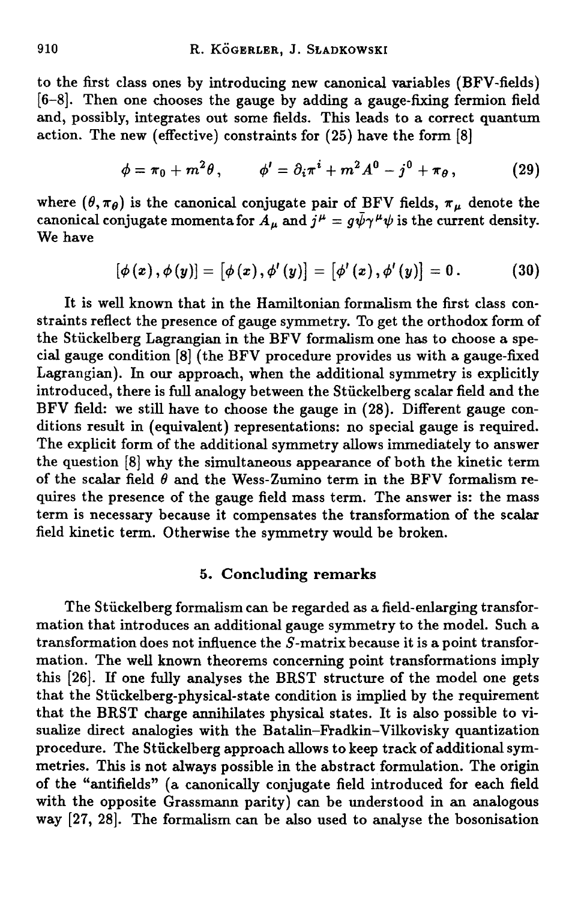to the first class ones by introducing new canonical variables (BFV-fields) [6–8]. Then one chooses the gauge by adding a gauge-fixing fermion field and, possibly, integrates out some fields. This leads to a correct quantum action. The new (effective) constraints for (25) have the form [8]

$$\phi = \pi_0 + m^2\theta\,, \qquad \phi' = \partial_i\pi^i + m^2A^0 - j^0 + \pi_\theta\,, \tag{29}$$

where $(\theta, \pi_\theta)$ is the canonical conjugate pair of BFV fields, $\pi_\mu$ denote the canonical conjugate momenta for $A_\mu$ and $j^\mu = g\bar{\psi}\gamma^\mu\psi$ is the current density. We have

$$[\phi(x), \phi(y)] = [\phi(x), \phi'(y)] = [\phi'(x), \phi'(y)] = 0\,. \tag{30}$$

It is well known that in the Hamiltonian formalism the first class constraints reflect the presence of gauge symmetry. To get the orthodox form of the Stückelberg Lagrangian in the BFV formalism one has to choose a special gauge condition [8] (the BFV procedure provides us with a gauge-fixed Lagrangian). In our approach, when the additional symmetry is explicitly introduced, there is full analogy between the Stückelberg scalar field and the BFV field: we still have to choose the gauge in (28). Different gauge conditions result in (equivalent) representations: no special gauge is required. The explicit form of the additional symmetry allows immediately to answer the question [8] why the simultaneous appearance of both the kinetic term of the scalar field $\theta$ and the Wess-Zumino term in the BFV formalism requires the presence of the gauge field mass term. The answer is: the mass term is necessary because it compensates the transformation of the scalar field kinetic term. Otherwise the symmetry would be broken.

## 5. Concluding remarks

The Stückelberg formalism can be regarded as a field-enlarging transformation that introduces an additional gauge symmetry to the model. Such a transformation does not influence the $S$-matrix because it is a point transformation. The well known theorems concerning point transformations imply this [26]. If one fully analyses the BRST structure of the model one gets that the Stückelberg-physical-state condition is implied by the requirement that the BRST charge annihilates physical states. It is also possible to visualize direct analogies with the Batalin–Fradkin–Vilkovisky quantization procedure. The Stückelberg approach allows to keep track of additional symmetries. This is not always possible in the abstract formulation. The origin of the "antifields" (a canonically conjugate field introduced for each field with the opposite Grassmann parity) can be understood in an analogous way [27, 28]. The formalism can be also used to analyse the bosonisation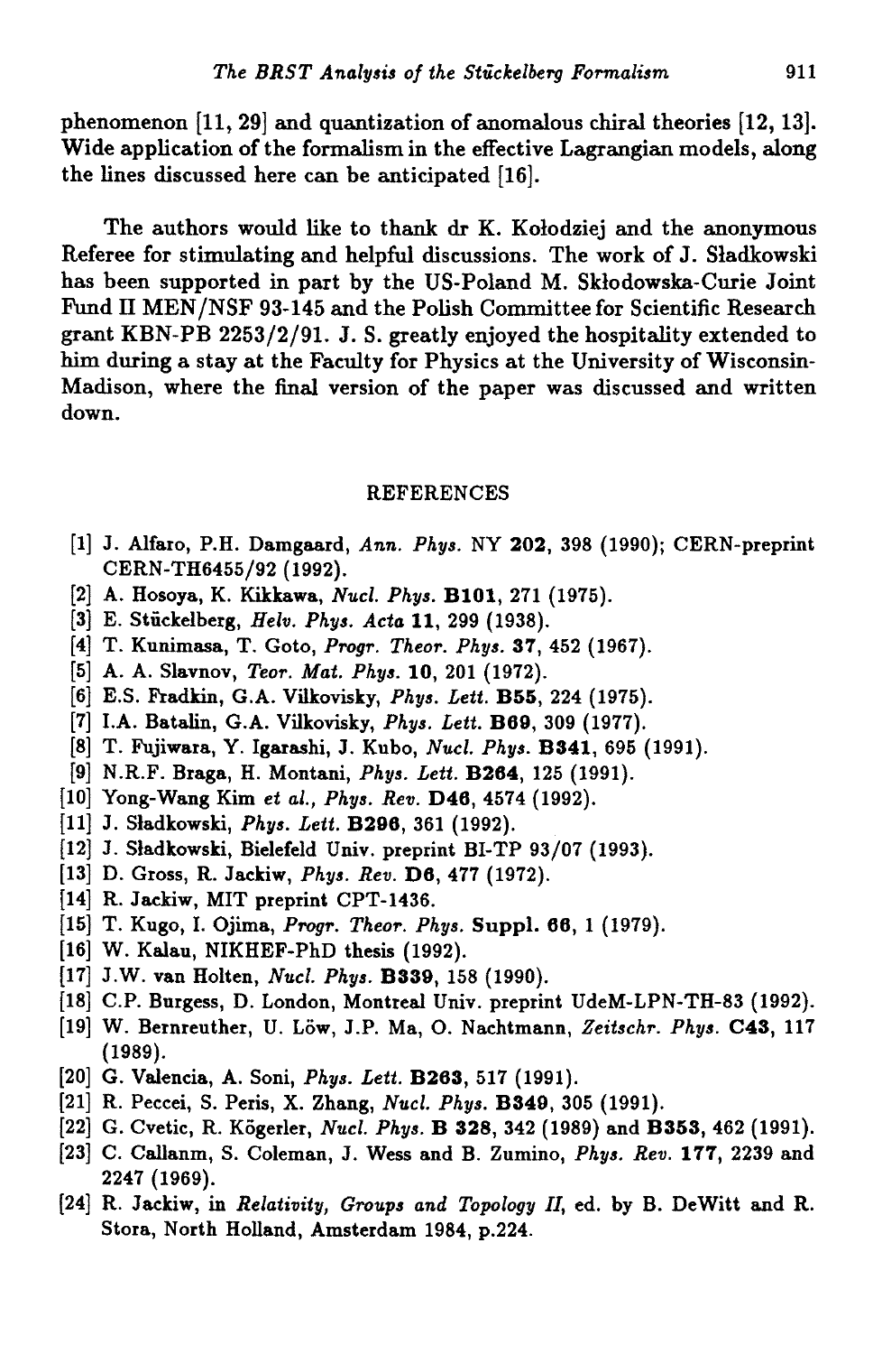phenomenon [11, 29] and quantization of anomalous chiral theories [12, 13]. Wide application of the formalism in the effective Lagrangian models, along the lines discussed here can be anticipated [16].

The authors would like to thank dr K. Kołodziej and the anonymous Referee for stimulating and helpful discussions. The work of J. Sładkowski has been supported in part by the US-Poland M. Skłodowska-Curie Joint Fund II MEN/NSF 93-145 and the Polish Committee for Scientific Research grant KBN-PB 2253/2/91. J. S. greatly enjoyed the hospitality extended to him during a stay at the Faculty for Physics at the University of Wisconsin-Madison, where the final version of the paper was discussed and written down.

## REFERENCES

[1] J. Alfaro, P.H. Damgaard, *Ann. Phys.* NY **202**, 398 (1990); CERN-preprint CERN-TH6455/92 (1992).

[2] A. Hosoya, K. Kikkawa, *Nucl. Phys.* **B101**, 271 (1975).

[3] E. Stückelberg, *Helv. Phys. Acta* **11**, 299 (1938).

[4] T. Kunimasa, T. Goto, *Progr. Theor. Phys.* **37**, 452 (1967).

[5] A. A. Slavnov, *Teor. Mat. Phys.* **10**, 201 (1972).

[6] E.S. Fradkin, G.A. Vilkovisky, *Phys. Lett.* **B55**, 224 (1975).

[7] I.A. Batalin, G.A. Vilkovisky, *Phys. Lett.* **B69**, 309 (1977).

[8] T. Fujiwara, Y. Igarashi, J. Kubo, *Nucl. Phys.* **B341**, 695 (1991).

[9] N.R.F. Braga, H. Montani, *Phys. Lett.* **B264**, 125 (1991).

[10] Yong-Wang Kim *et al., Phys. Rev.* **D46**, 4574 (1992).

[11] J. Sładkowski, *Phys. Lett.* **B296**, 361 (1992).

[12] J. Sładkowski, Bielefeld Univ. preprint BI-TP 93/07 (1993).

[13] D. Gross, R. Jackiw, *Phys. Rev.* **D6**, 477 (1972).

[14] R. Jackiw, MIT preprint CPT-1436.

[15] T. Kugo, I. Ojima, *Progr. Theor. Phys.* **Suppl. 66**, 1 (1979).

[16] W. Kalau, NIKHEF-PhD thesis (1992).

[17] J.W. van Holten, *Nucl. Phys.* **B339**, 158 (1990).

[18] C.P. Burgess, D. London, Montreal Univ. preprint UdeM-LPN-TH-83 (1992).

[19] W. Bernreuther, U. Löw, J.P. Ma, O. Nachtmann, *Zeitschr. Phys.* **C43**, 117 (1989).

[20] G. Valencia, A. Soni, *Phys. Lett.* **B263**, 517 (1991).

[21] R. Peccei, S. Peris, X. Zhang, *Nucl. Phys.* **B349**, 305 (1991).

[22] G. Cvetic, R. Kõgerler, *Nucl. Phys.* **B 328**, 342 (1989) and **B353**, 462 (1991).

[23] C. Callanm, S. Coleman, J. Wess and B. Zumino, *Phys. Rev.* **177**, 2239 and 2247 (1969).

[24] R. Jackiw, in *Relativity, Groups and Topology II*, ed. by B. DeWitt and R. Stora, North Holland, Amsterdam 1984, p.224.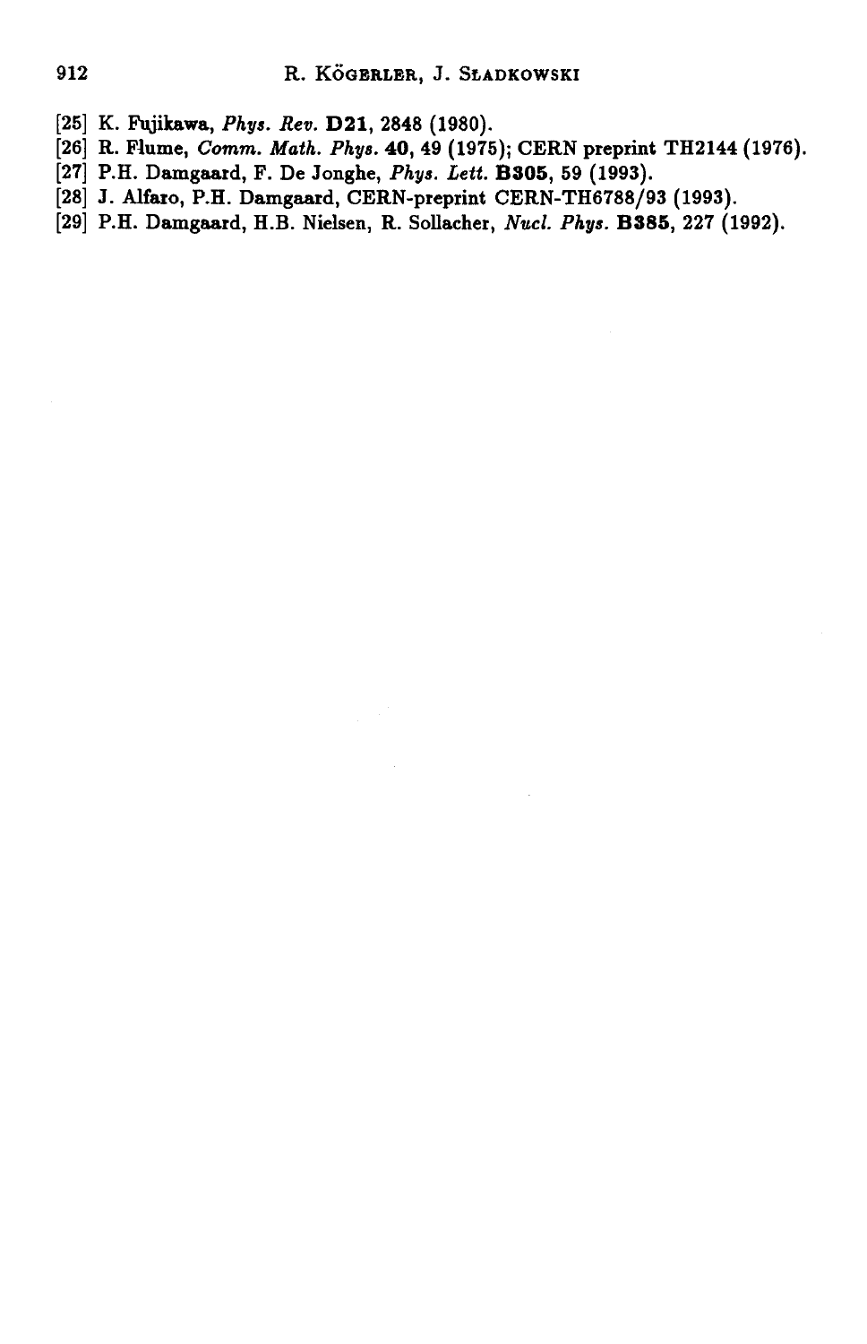[25] K. Fujikawa, *Phys. Rev.* **D21**, 2848 (1980).
[26] R. Flume, *Comm. Math. Phys.* **40**, 49 (1975); CERN preprint TH2144 (1976).
[27] P.H. Damgaard, F. De Jonghe, *Phys. Lett.* **B305**, 59 (1993).
[28] J. Alfaro, P.H. Damgaard, CERN-preprint CERN-TH6788/93 (1993).
[29] P.H. Damgaard, H.B. Nielsen, R. Sollacher, *Nucl. Phys.* **B385**, 227 (1992).